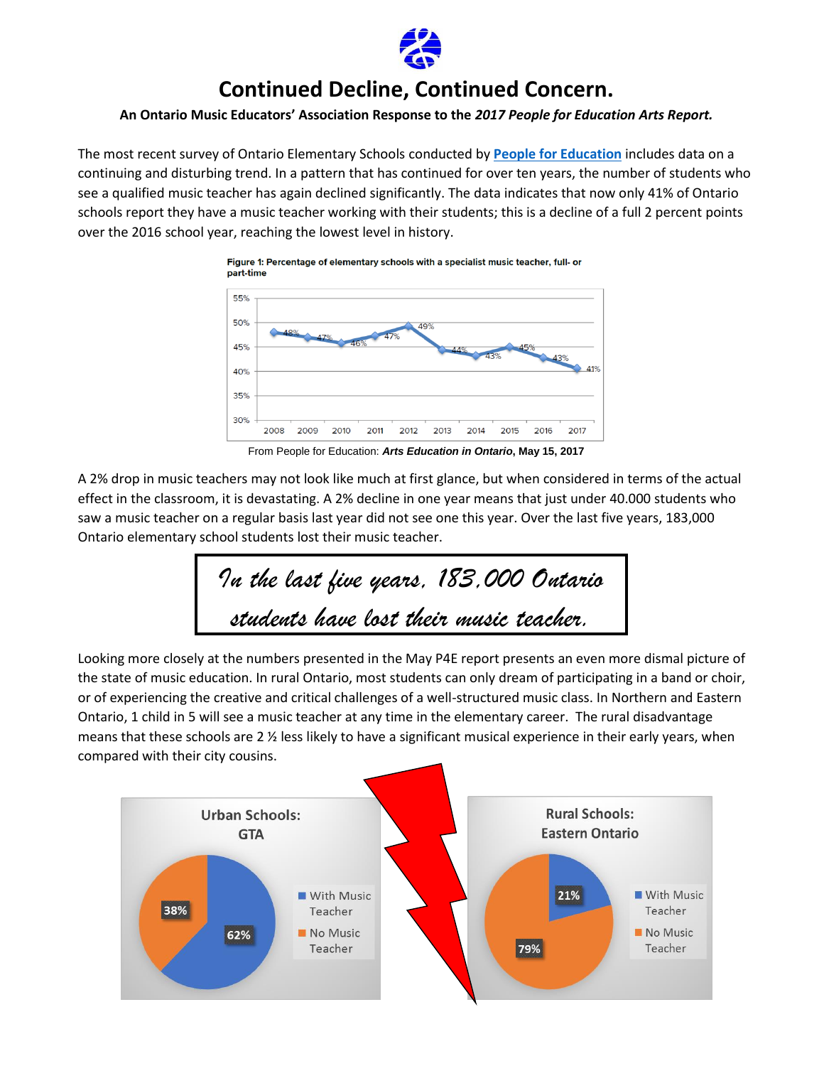# Continued Decline, Continued Concern.

**An Ontario Music Educators' Association Response to the *2017 People for Education Arts Report.***

The most recent survey of Ontario Elementary Schools conducted by **People for Education** includes data on a continuing and disturbing trend. In a pattern that has continued for over ten years, the number of students who see a qualified music teacher has again declined significantly. The data indicates that now only 41% of Ontario schools report they have a music teacher working with their students; this is a decline of a full 2 percent points over the 2016 school year, reaching the lowest level in history.

**Figure 1: Percentage of elementary schools with a specialist music teacher, full- or part-time**

| Year | 2008 | 2009 | 2010 | 2011 | 2012 | 2013 | 2014 | 2015 | 2016 | 2017 |
|---|---|---|---|---|---|---|---|---|---|---|
| % | 48% | 47% | 46% | 47% | 49% | 44% | 43% | 45% | 43% | 41% |

From People for Education: ***Arts Education in Ontario*, May 15, 2017**

A 2% drop in music teachers may not look like much at first glance, but when considered in terms of the actual effect in the classroom, it is devastating. A 2% decline in one year means that just under 40.000 students who saw a music teacher on a regular basis last year did not see one this year. Over the last five years, 183,000 Ontario elementary school students lost their music teacher.

> *In the last five years, 183,000 Ontario students have lost their music teacher.*

Looking more closely at the numbers presented in the May P4E report presents an even more dismal picture of the state of music education. In rural Ontario, most students can only dream of participating in a band or choir, or of experiencing the creative and critical challenges of a well-structured music class. In Northern and Eastern Ontario, 1 child in 5 will see a music teacher at any time in the elementary career. The rural disadvantage means that these schools are 2 ½ less likely to have a significant musical experience in their early years, when compared with their city cousins.

**Urban Schools: GTA**

| | % |
|---|---|
| With Music Teacher | 62% |
| No Music Teacher | 38% |

**Rural Schools: Eastern Ontario**

| | % |
|---|---|
| With Music Teacher | 21% |
| No Music Teacher | 79% |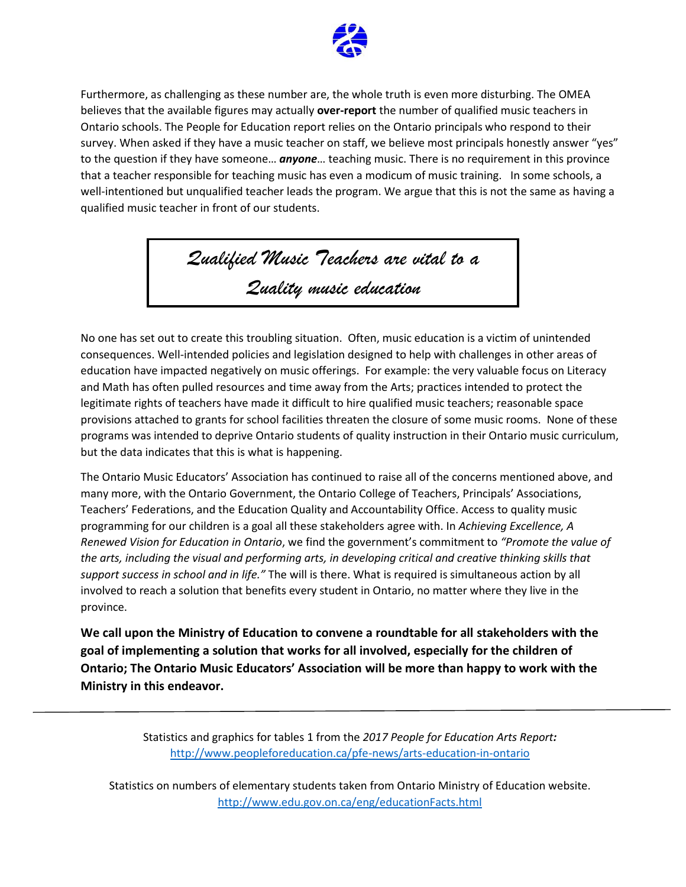Furthermore, as challenging as these number are, the whole truth is even more disturbing. The OMEA believes that the available figures may actually **over-report** the number of qualified music teachers in Ontario schools. The People for Education report relies on the Ontario principals who respond to their survey. When asked if they have a music teacher on staff, we believe most principals honestly answer “yes” to the question if they have someone… ***anyone***… teaching music. There is no requirement in this province that a teacher responsible for teaching music has even a modicum of music training. In some schools, a well-intentioned but unqualified teacher leads the program. We argue that this is not the same as having a qualified music teacher in front of our students.

*Qualified Music Teachers are vital to a Quality music education*

No one has set out to create this troubling situation. Often, music education is a victim of unintended consequences. Well-intended policies and legislation designed to help with challenges in other areas of education have impacted negatively on music offerings. For example: the very valuable focus on Literacy and Math has often pulled resources and time away from the Arts; practices intended to protect the legitimate rights of teachers have made it difficult to hire qualified music teachers; reasonable space provisions attached to grants for school facilities threaten the closure of some music rooms. None of these programs was intended to deprive Ontario students of quality instruction in their Ontario music curriculum, but the data indicates that this is what is happening.

The Ontario Music Educators’ Association has continued to raise all of the concerns mentioned above, and many more, with the Ontario Government, the Ontario College of Teachers, Principals’ Associations, Teachers’ Federations, and the Education Quality and Accountability Office. Access to quality music programming for our children is a goal all these stakeholders agree with. In *Achieving Excellence, A Renewed Vision for Education in Ontario*, we find the government’s commitment to *“Promote the value of the arts, including the visual and performing arts, in developing critical and creative thinking skills that support success in school and in life.”* The will is there. What is required is simultaneous action by all involved to reach a solution that benefits every student in Ontario, no matter where they live in the province.

**We call upon the Ministry of Education to convene a roundtable for all stakeholders with the goal of implementing a solution that works for all involved, especially for the children of Ontario; The Ontario Music Educators’ Association will be more than happy to work with the Ministry in this endeavor.**

---

Statistics and graphics for tables 1 from the *2017 People for Education Arts Report:*
http://www.peopleforeducation.ca/pfe-news/arts-education-in-ontario

Statistics on numbers of elementary students taken from Ontario Ministry of Education website.
http://www.edu.gov.on.ca/eng/educationFacts.html